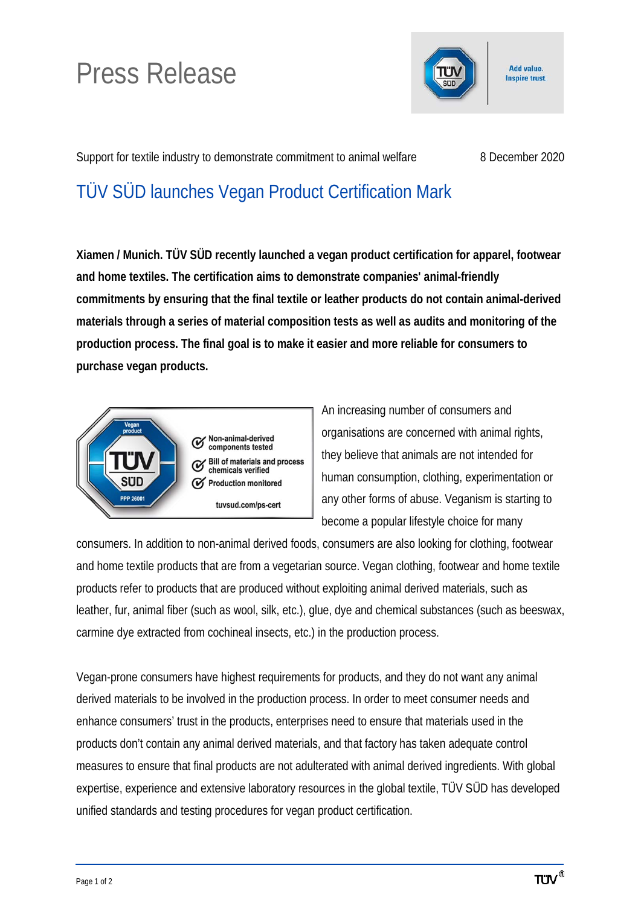# Press Release

Support for textile industry to demonstrate commitment to animal welfare

8 December 2020

## TÜV SÜD launches Vegan Product Certification Mark

**Xiamen / Munich. TÜV SÜD recently launched a vegan product certification for apparel, footwear and home textiles. The certification aims to demonstrate companies' animal-friendly commitments by ensuring that the final textile or leather products do not contain animal-derived materials through a series of material composition tests as well as audits and monitoring of the production process. The final goal is to make it easier and more reliable for consumers to purchase vegan products.**

An increasing number of consumers and organisations are concerned with animal rights, they believe that animals are not intended for human consumption, clothing, experimentation or any other forms of abuse. Veganism is starting to become a popular lifestyle choice for many consumers. In addition to non-animal derived foods, consumers are also looking for clothing, footwear and home textile products that are from a vegetarian source. Vegan clothing, footwear and home textile products refer to products that are produced without exploiting animal derived materials, such as leather, fur, animal fiber (such as wool, silk, etc.), glue, dye and chemical substances (such as beeswax, carmine dye extracted from cochineal insects, etc.) in the production process.

Vegan-prone consumers have highest requirements for products, and they do not want any animal derived materials to be involved in the production process. In order to meet consumer needs and enhance consumers' trust in the products, enterprises need to ensure that materials used in the products don't contain any animal derived materials, and that factory has taken adequate control measures to ensure that final products are not adulterated with animal derived ingredients. With global expertise, experience and extensive laboratory resources in the global textile, TÜV SÜD has developed unified standards and testing procedures for vegan product certification.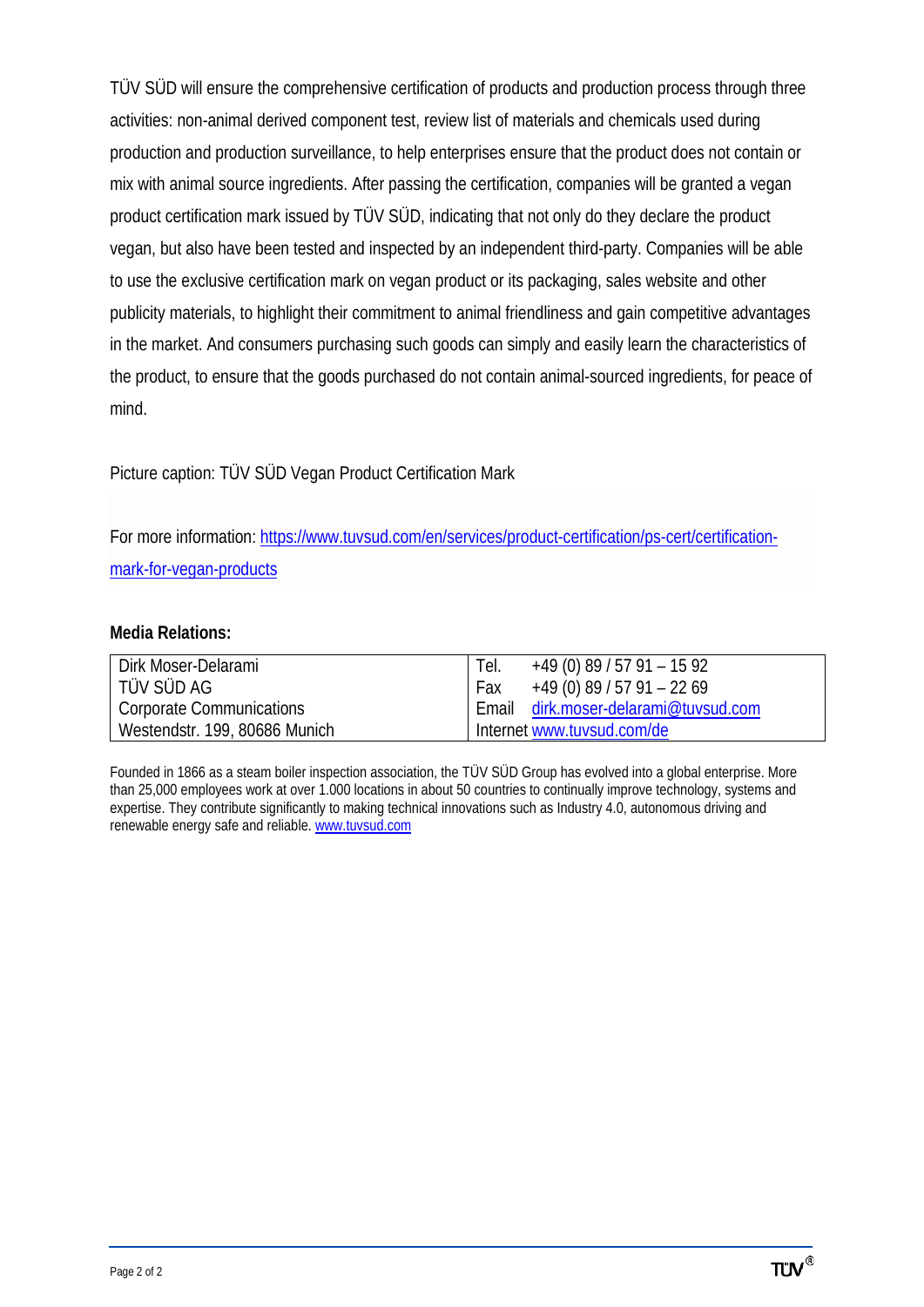TÜV SÜD will ensure the comprehensive certification of products and production process through three activities: non-animal derived component test, review list of materials and chemicals used during production and production surveillance, to help enterprises ensure that the product does not contain or mix with animal source ingredients. After passing the certification, companies will be granted a vegan product certification mark issued by TÜV SÜD, indicating that not only do they declare the product vegan, but also have been tested and inspected by an independent third-party. Companies will be able to use the exclusive certification mark on vegan product or its packaging, sales website and other publicity materials, to highlight their commitment to animal friendliness and gain competitive advantages in the market. And consumers purchasing such goods can simply and easily learn the characteristics of the product, to ensure that the goods purchased do not contain animal-sourced ingredients, for peace of mind.

Picture caption: TÜV SÜD Vegan Product Certification Mark

For more information: [https://www.tuvsud.com/en/services/product-certification/ps-cert/certification-mark-for-vegan-products](https://www.tuvsud.com/en/services/product-certification/ps-cert/certification-mark-for-vegan-products)

**Media Relations:**

| | |
|---|---|
| Dirk Moser-Delarami | Tel. +49 (0) 89 / 57 91 – 15 92 |
| TÜV SÜD AG | Fax +49 (0) 89 / 57 91 – 22 69 |
| Corporate Communications | Email [dirk.moser-delarami@tuvsud.com](mailto:dirk.moser-delarami@tuvsud.com) |
| Westendstr. 199, 80686 Munich | Internet [www.tuvsud.com/de](http://www.tuvsud.com/de) |

Founded in 1866 as a steam boiler inspection association, the TÜV SÜD Group has evolved into a global enterprise. More than 25,000 employees work at over 1.000 locations in about 50 countries to continually improve technology, systems and expertise. They contribute significantly to making technical innovations such as Industry 4.0, autonomous driving and renewable energy safe and reliable. [www.tuvsud.com](http://www.tuvsud.com)